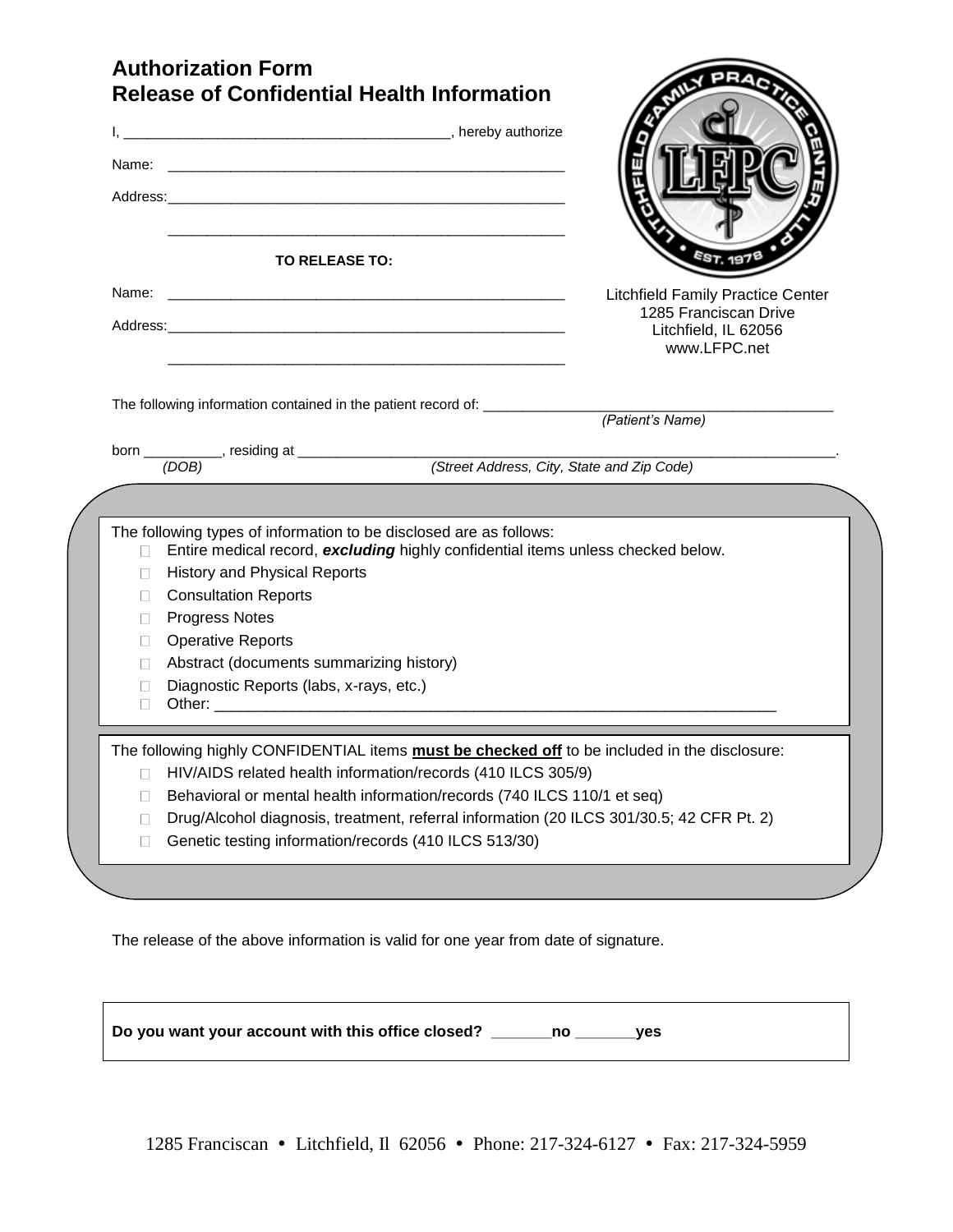# Authorization Form
# Release of Confidential Health Information

I, __________________________________________, hereby authorize

Name: ___________________________________________________

Address: ___________________________________________________

___________________________________________________

**TO RELEASE TO:**

Name: ___________________________________________________

Address: ___________________________________________________

___________________________________________________

Litchfield Family Practice Center
1285 Franciscan Drive
Litchfield, IL 62056
www.LFPC.net

The following information contained in the patient record of: ____________________________________________
*(Patient's Name)*

born __________, residing at ______________________________________________________________________.
*(DOB)* *(Street Address, City, State and Zip Code)*

The following types of information to be disclosed are as follows:

- ☐ Entire medical record, ***excluding*** highly confidential items unless checked below.
- ☐ History and Physical Reports
- ☐ Consultation Reports
- ☐ Progress Notes
- ☐ Operative Reports
- ☐ Abstract (documents summarizing history)
- ☐ Diagnostic Reports (labs, x-rays, etc.)
- ☐ Other: ____________________________________________________________________

The following highly CONFIDENTIAL items **must be checked off** to be included in the disclosure:

- ☐ HIV/AIDS related health information/records (410 ILCS 305/9)
- ☐ Behavioral or mental health information/records (740 ILCS 110/1 et seq)
- ☐ Drug/Alcohol diagnosis, treatment, referral information (20 ILCS 301/30.5; 42 CFR Pt. 2)
- ☐ Genetic testing information/records (410 ILCS 513/30)

The release of the above information is valid for one year from date of signature.

**Do you want your account with this office closed? _______no _______yes**

1285 Franciscan • Litchfield, Il 62056 • Phone: 217-324-6127 • Fax: 217-324-5959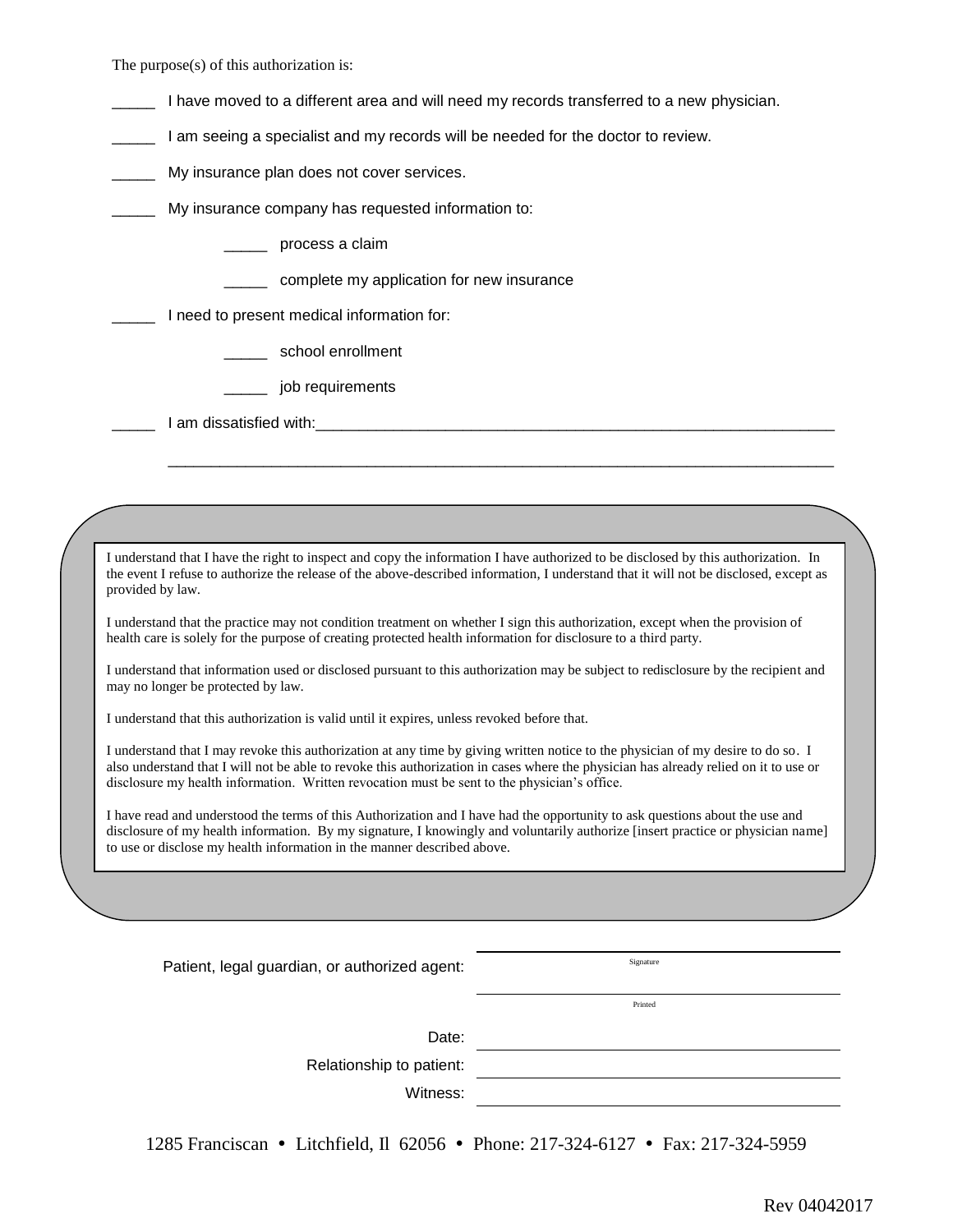The purpose(s) of this authorization is:

_____ I have moved to a different area and will need my records transferred to a new physician.

_____ I am seeing a specialist and my records will be needed for the doctor to review.

_____ My insurance plan does not cover services.

_____ My insurance company has requested information to:

- _____ process a claim
- _____ complete my application for new insurance

_____ I need to present medical information for:

- _____ school enrollment
- _____ job requirements

_____ I am dissatisfied with:_______________________________________________________________

_______________________________________________________________________________

I understand that I have the right to inspect and copy the information I have authorized to be disclosed by this authorization. In the event I refuse to authorize the release of the above-described information, I understand that it will not be disclosed, except as provided by law.

I understand that the practice may not condition treatment on whether I sign this authorization, except when the provision of health care is solely for the purpose of creating protected health information for disclosure to a third party.

I understand that information used or disclosed pursuant to this authorization may be subject to redisclosure by the recipient and may no longer be protected by law.

I understand that this authorization is valid until it expires, unless revoked before that.

I understand that I may revoke this authorization at any time by giving written notice to the physician of my desire to do so. I also understand that I will not be able to revoke this authorization in cases where the physician has already relied on it to use or disclosure my health information. Written revocation must be sent to the physician's office.

I have read and understood the terms of this Authorization and I have had the opportunity to ask questions about the use and disclosure of my health information. By my signature, I knowingly and voluntarily authorize [insert practice or physician name] to use or disclose my health information in the manner described above.

Patient, legal guardian, or authorized agent: ______________________________
Signature

______________________________
Printed

Date: ______________________________

Relationship to patient: ______________________________

Witness: ______________________________

1285 Franciscan • Litchfield, Il 62056 • Phone: 217-324-6127 • Fax: 217-324-5959

Rev 04042017